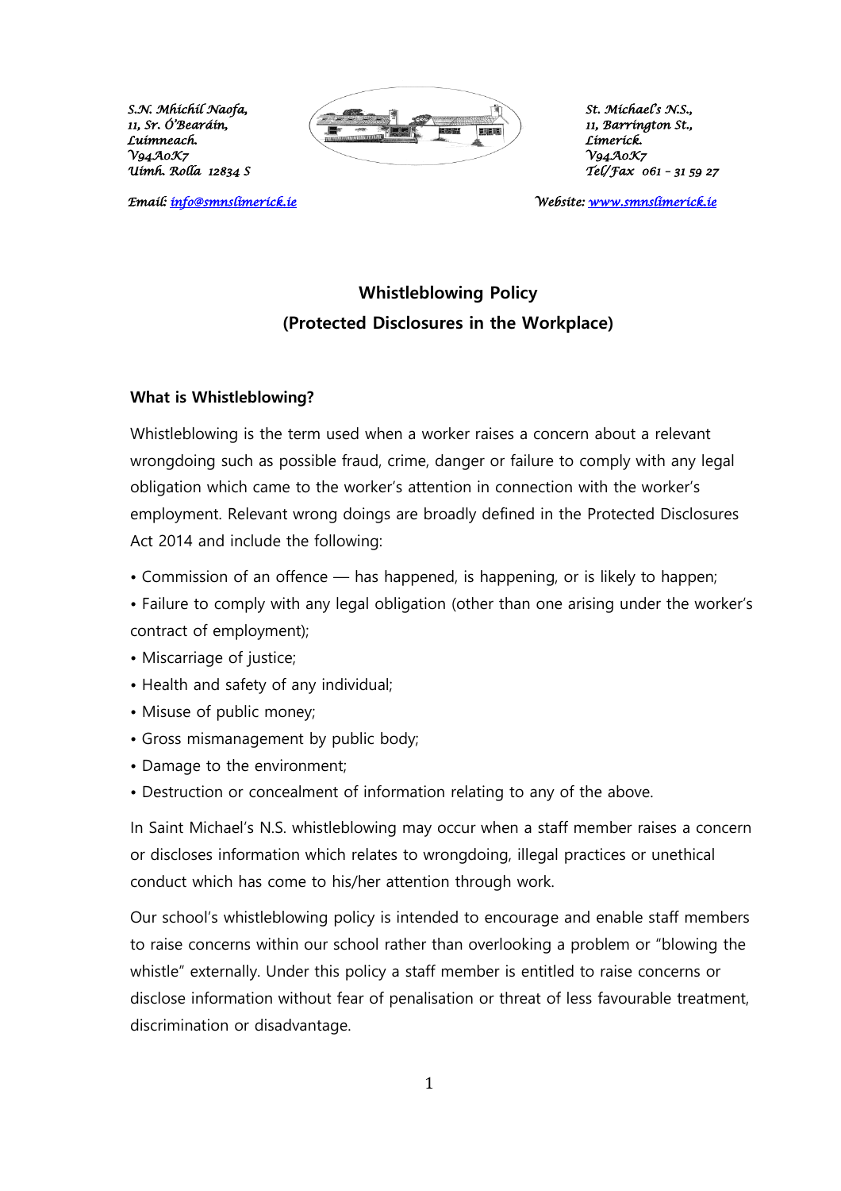*S.N. Mhíchíl Naofa,*
*11, Sr. Ó'Beardín,*
*Luimneach.*
*V94A0K7*
*Uimh. Rolla 12834 S*

*St. Michael's N.S.,*
*11, Barrington St.,*
*Limerick.*
*V94A0K7*
*Tel/Fax 061 – 31 59 27*

*Email: info@smnslimerick.ie*

*Website: www.smnslimerick.ie*

# Whistleblowing Policy
## (Protected Disclosures in the Workplace)

### What is Whistleblowing?

Whistleblowing is the term used when a worker raises a concern about a relevant wrongdoing such as possible fraud, crime, danger or failure to comply with any legal obligation which came to the worker's attention in connection with the worker's employment. Relevant wrong doings are broadly defined in the Protected Disclosures Act 2014 and include the following:

- Commission of an offence — has happened, is happening, or is likely to happen;
- Failure to comply with any legal obligation (other than one arising under the worker's contract of employment);
- Miscarriage of justice;
- Health and safety of any individual;
- Misuse of public money;
- Gross mismanagement by public body;
- Damage to the environment;
- Destruction or concealment of information relating to any of the above.

In Saint Michael's N.S. whistleblowing may occur when a staff member raises a concern or discloses information which relates to wrongdoing, illegal practices or unethical conduct which has come to his/her attention through work.

Our school's whistleblowing policy is intended to encourage and enable staff members to raise concerns within our school rather than overlooking a problem or "blowing the whistle" externally. Under this policy a staff member is entitled to raise concerns or disclose information without fear of penalisation or threat of less favourable treatment, discrimination or disadvantage.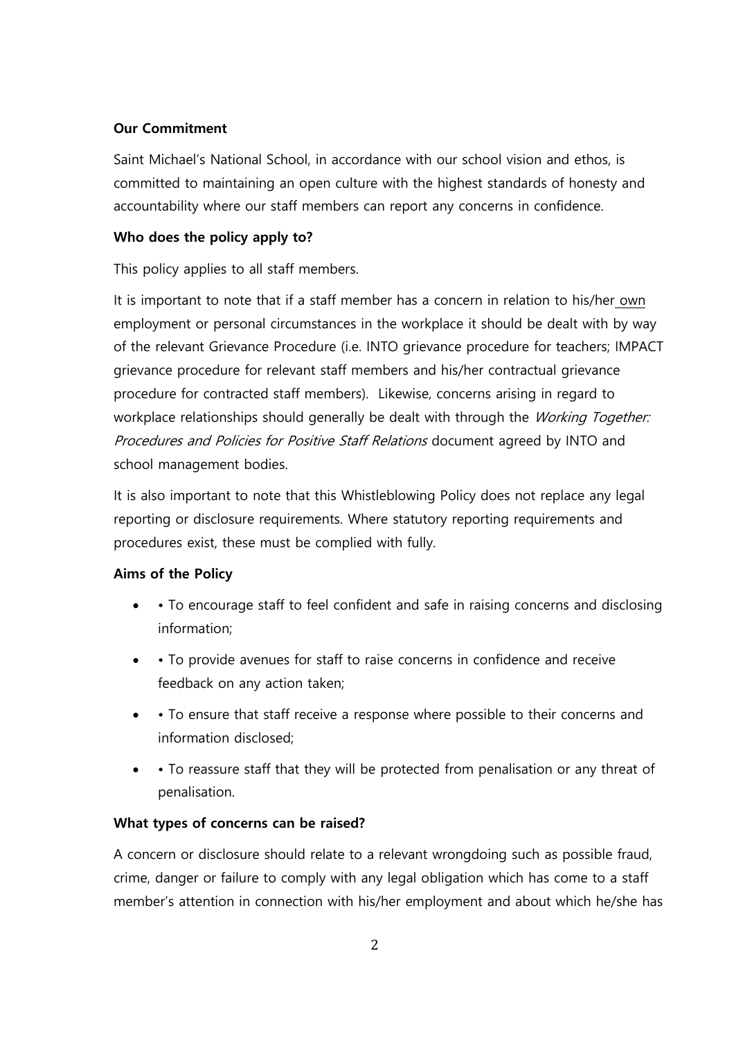**Our Commitment**

Saint Michael's National School, in accordance with our school vision and ethos, is committed to maintaining an open culture with the highest standards of honesty and accountability where our staff members can report any concerns in confidence.

**Who does the policy apply to?**

This policy applies to all staff members.

It is important to note that if a staff member has a concern in relation to his/her own employment or personal circumstances in the workplace it should be dealt with by way of the relevant Grievance Procedure (i.e. INTO grievance procedure for teachers; IMPACT grievance procedure for relevant staff members and his/her contractual grievance procedure for contracted staff members). Likewise, concerns arising in regard to workplace relationships should generally be dealt with through the *Working Together: Procedures and Policies for Positive Staff Relations* document agreed by INTO and school management bodies.

It is also important to note that this Whistleblowing Policy does not replace any legal reporting or disclosure requirements. Where statutory reporting requirements and procedures exist, these must be complied with fully.

**Aims of the Policy**

- • To encourage staff to feel confident and safe in raising concerns and disclosing information;
- • To provide avenues for staff to raise concerns in confidence and receive feedback on any action taken;
- • To ensure that staff receive a response where possible to their concerns and information disclosed;
- • To reassure staff that they will be protected from penalisation or any threat of penalisation.

**What types of concerns can be raised?**

A concern or disclosure should relate to a relevant wrongdoing such as possible fraud, crime, danger or failure to comply with any legal obligation which has come to a staff member's attention in connection with his/her employment and about which he/she has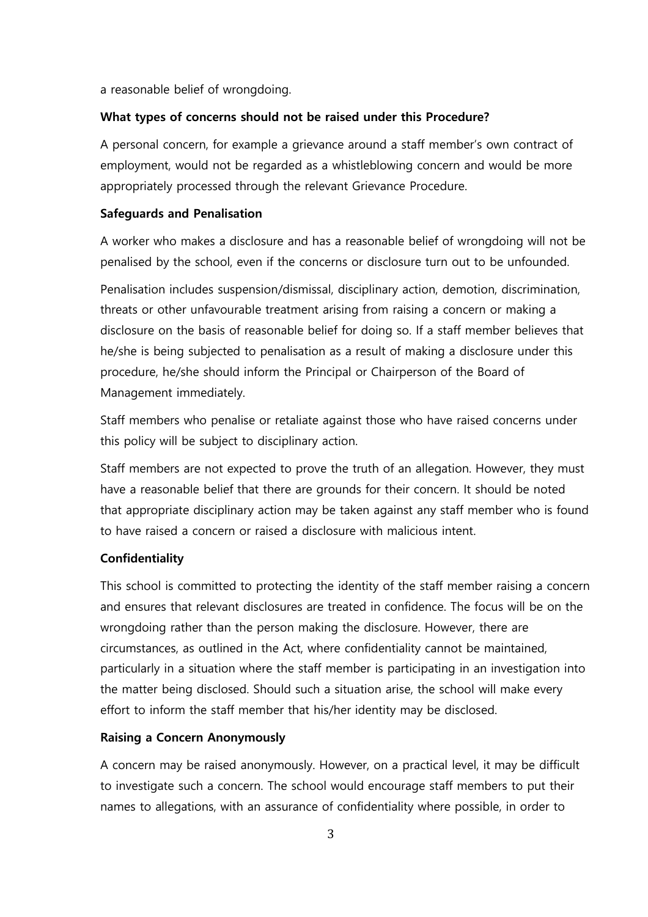a reasonable belief of wrongdoing.

**What types of concerns should not be raised under this Procedure?**

A personal concern, for example a grievance around a staff member's own contract of employment, would not be regarded as a whistleblowing concern and would be more appropriately processed through the relevant Grievance Procedure.

**Safeguards and Penalisation**

A worker who makes a disclosure and has a reasonable belief of wrongdoing will not be penalised by the school, even if the concerns or disclosure turn out to be unfounded.

Penalisation includes suspension/dismissal, disciplinary action, demotion, discrimination, threats or other unfavourable treatment arising from raising a concern or making a disclosure on the basis of reasonable belief for doing so. If a staff member believes that he/she is being subjected to penalisation as a result of making a disclosure under this procedure, he/she should inform the Principal or Chairperson of the Board of Management immediately.

Staff members who penalise or retaliate against those who have raised concerns under this policy will be subject to disciplinary action.

Staff members are not expected to prove the truth of an allegation. However, they must have a reasonable belief that there are grounds for their concern. It should be noted that appropriate disciplinary action may be taken against any staff member who is found to have raised a concern or raised a disclosure with malicious intent.

**Confidentiality**

This school is committed to protecting the identity of the staff member raising a concern and ensures that relevant disclosures are treated in confidence. The focus will be on the wrongdoing rather than the person making the disclosure. However, there are circumstances, as outlined in the Act, where confidentiality cannot be maintained, particularly in a situation where the staff member is participating in an investigation into the matter being disclosed. Should such a situation arise, the school will make every effort to inform the staff member that his/her identity may be disclosed.

**Raising a Concern Anonymously**

A concern may be raised anonymously. However, on a practical level, it may be difficult to investigate such a concern. The school would encourage staff members to put their names to allegations, with an assurance of confidentiality where possible, in order to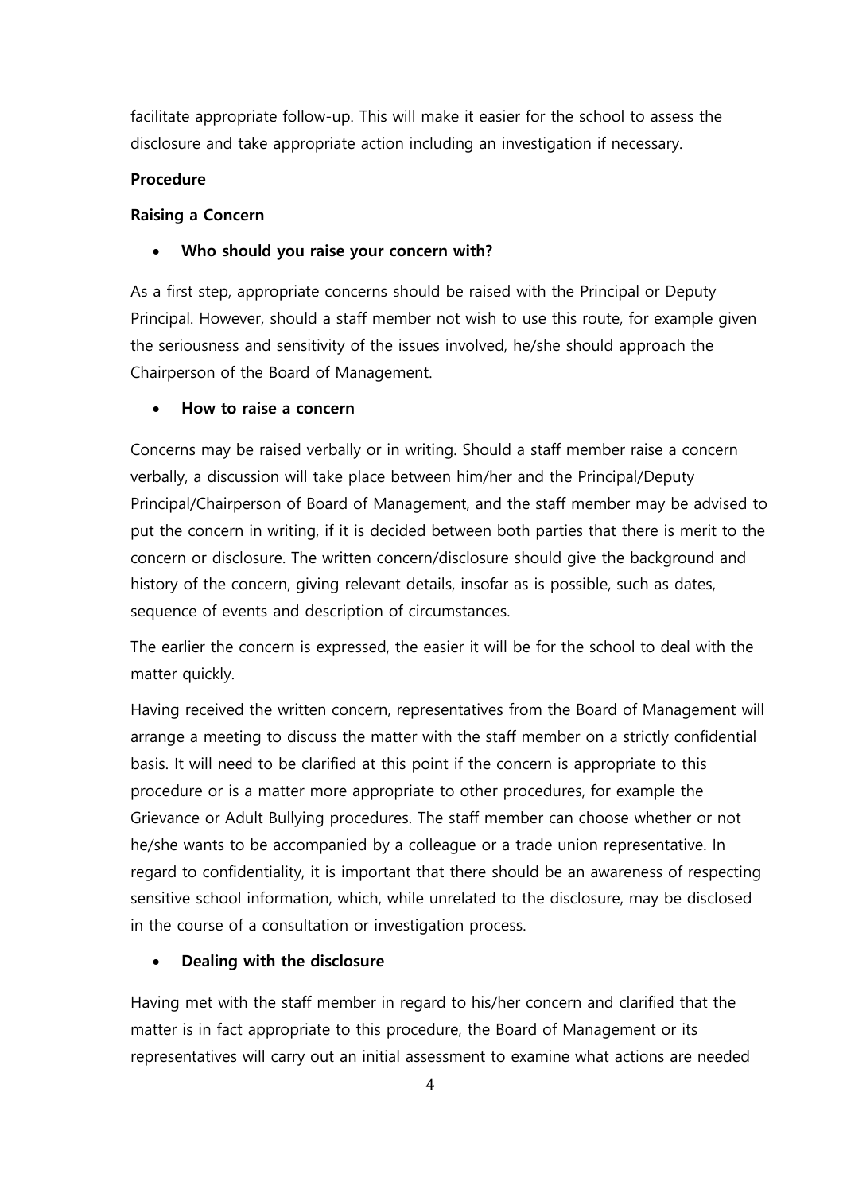facilitate appropriate follow-up. This will make it easier for the school to assess the disclosure and take appropriate action including an investigation if necessary.

**Procedure**

**Raising a Concern**

- **Who should you raise your concern with?**

As a first step, appropriate concerns should be raised with the Principal or Deputy Principal. However, should a staff member not wish to use this route, for example given the seriousness and sensitivity of the issues involved, he/she should approach the Chairperson of the Board of Management.

- **How to raise a concern**

Concerns may be raised verbally or in writing. Should a staff member raise a concern verbally, a discussion will take place between him/her and the Principal/Deputy Principal/Chairperson of Board of Management, and the staff member may be advised to put the concern in writing, if it is decided between both parties that there is merit to the concern or disclosure. The written concern/disclosure should give the background and history of the concern, giving relevant details, insofar as is possible, such as dates, sequence of events and description of circumstances.

The earlier the concern is expressed, the easier it will be for the school to deal with the matter quickly.

Having received the written concern, representatives from the Board of Management will arrange a meeting to discuss the matter with the staff member on a strictly confidential basis. It will need to be clarified at this point if the concern is appropriate to this procedure or is a matter more appropriate to other procedures, for example the Grievance or Adult Bullying procedures. The staff member can choose whether or not he/she wants to be accompanied by a colleague or a trade union representative. In regard to confidentiality, it is important that there should be an awareness of respecting sensitive school information, which, while unrelated to the disclosure, may be disclosed in the course of a consultation or investigation process.

- **Dealing with the disclosure**

Having met with the staff member in regard to his/her concern and clarified that the matter is in fact appropriate to this procedure, the Board of Management or its representatives will carry out an initial assessment to examine what actions are needed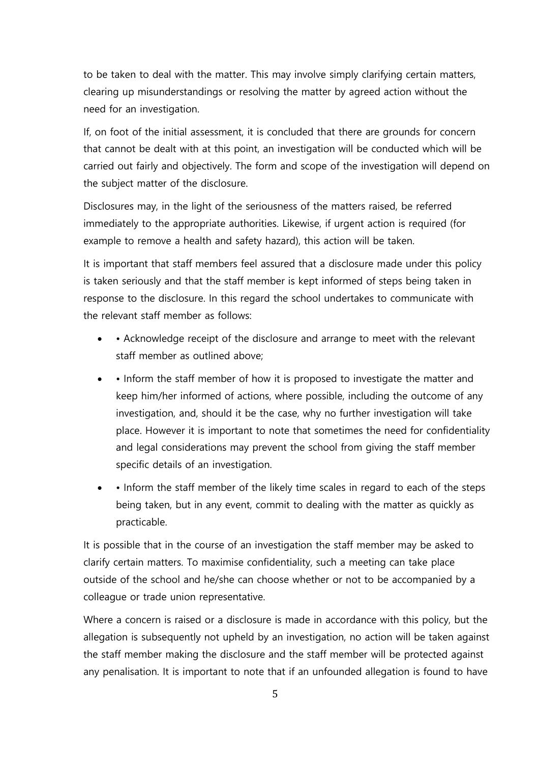to be taken to deal with the matter. This may involve simply clarifying certain matters, clearing up misunderstandings or resolving the matter by agreed action without the need for an investigation.

If, on foot of the initial assessment, it is concluded that there are grounds for concern that cannot be dealt with at this point, an investigation will be conducted which will be carried out fairly and objectively. The form and scope of the investigation will depend on the subject matter of the disclosure.

Disclosures may, in the light of the seriousness of the matters raised, be referred immediately to the appropriate authorities. Likewise, if urgent action is required (for example to remove a health and safety hazard), this action will be taken.

It is important that staff members feel assured that a disclosure made under this policy is taken seriously and that the staff member is kept informed of steps being taken in response to the disclosure. In this regard the school undertakes to communicate with the relevant staff member as follows:

- • Acknowledge receipt of the disclosure and arrange to meet with the relevant staff member as outlined above;
- • Inform the staff member of how it is proposed to investigate the matter and keep him/her informed of actions, where possible, including the outcome of any investigation, and, should it be the case, why no further investigation will take place. However it is important to note that sometimes the need for confidentiality and legal considerations may prevent the school from giving the staff member specific details of an investigation.
- • Inform the staff member of the likely time scales in regard to each of the steps being taken, but in any event, commit to dealing with the matter as quickly as practicable.

It is possible that in the course of an investigation the staff member may be asked to clarify certain matters. To maximise confidentiality, such a meeting can take place outside of the school and he/she can choose whether or not to be accompanied by a colleague or trade union representative.

Where a concern is raised or a disclosure is made in accordance with this policy, but the allegation is subsequently not upheld by an investigation, no action will be taken against the staff member making the disclosure and the staff member will be protected against any penalisation. It is important to note that if an unfounded allegation is found to have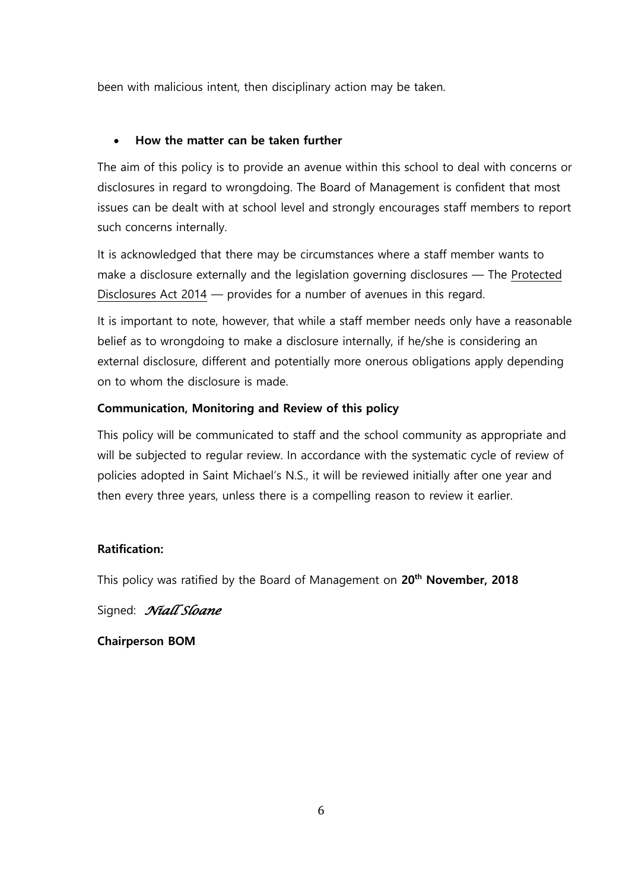been with malicious intent, then disciplinary action may be taken.

- **How the matter can be taken further**

The aim of this policy is to provide an avenue within this school to deal with concerns or disclosures in regard to wrongdoing. The Board of Management is confident that most issues can be dealt with at school level and strongly encourages staff members to report such concerns internally.

It is acknowledged that there may be circumstances where a staff member wants to make a disclosure externally and the legislation governing disclosures — The Protected Disclosures Act 2014 — provides for a number of avenues in this regard.

It is important to note, however, that while a staff member needs only have a reasonable belief as to wrongdoing to make a disclosure internally, if he/she is considering an external disclosure, different and potentially more onerous obligations apply depending on to whom the disclosure is made.

**Communication, Monitoring and Review of this policy**

This policy will be communicated to staff and the school community as appropriate and will be subjected to regular review. In accordance with the systematic cycle of review of policies adopted in Saint Michael's N.S., it will be reviewed initially after one year and then every three years, unless there is a compelling reason to review it earlier.

**Ratification:**

This policy was ratified by the Board of Management on **20th November, 2018**

Signed: *Niall Sloane*

**Chairperson BOM**